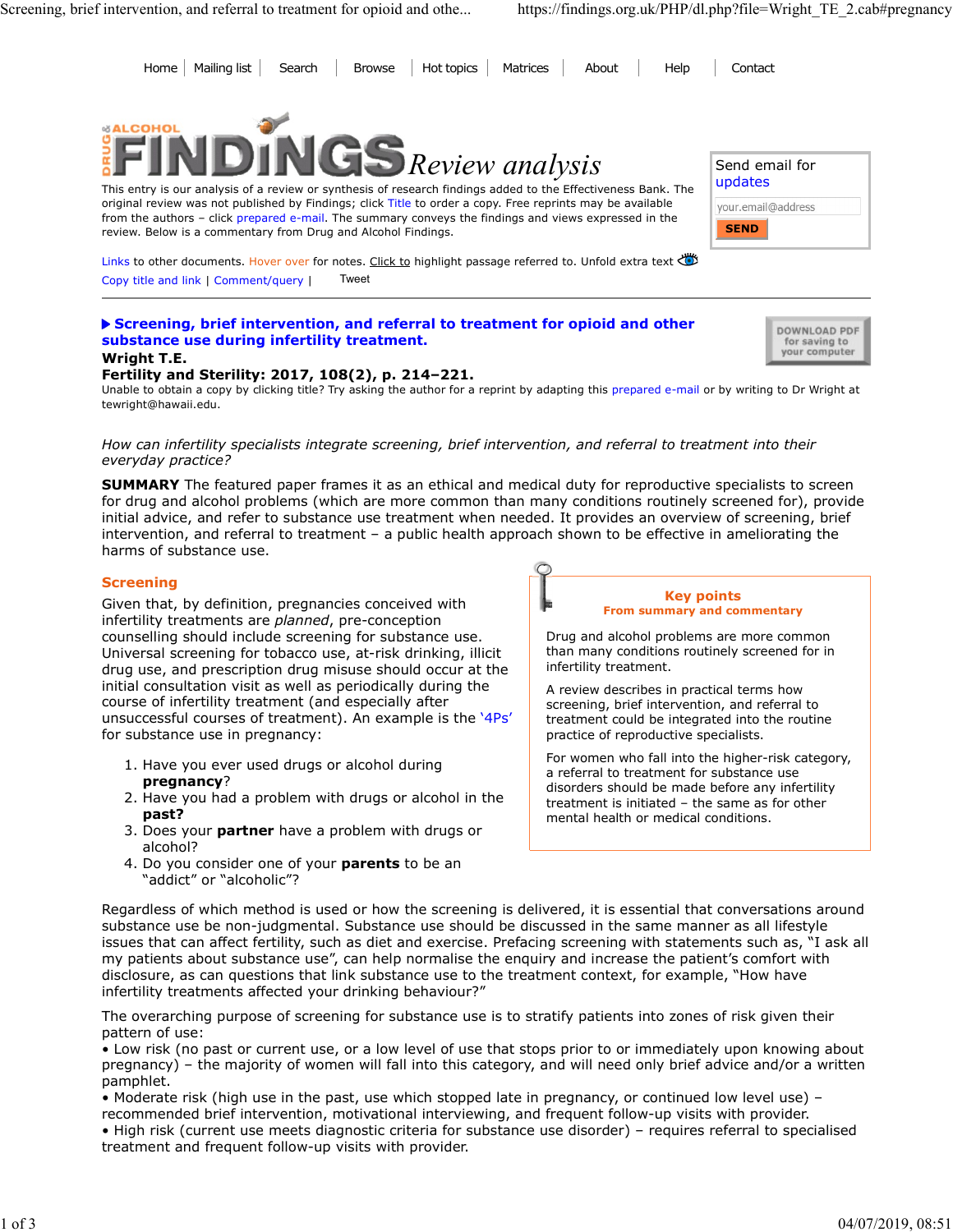Home | Mailing list | Search | Browse | Hot topics | Matrices | About | Help | Contact

# DRUG & ALCOHOL FINDINGS Review analysis

This entry is our analysis of a review or synthesis of research findings added to the Effectiveness Bank. The original review was not published by Findings; click Title to order a copy. Free reprints may be available from the authors – click prepared e-mail. The summary conveys the findings and views expressed in the review. Below is a commentary from Drug and Alcohol Findings.

Send email for updates

your.email@address

SEND

Links to other documents. Hover over for notes. Click to highlight passage referred to. Unfold extra text

Copy title and link | Comment/query | Tweet

## ▶ Screening, brief intervention, and referral to treatment for opioid and other substance use during infertility treatment.

**Wright T.E.**

**Fertility and Sterility: 2017, 108(2), p. 214–221.**

DOWNLOAD PDF for saving to your computer

Unable to obtain a copy by clicking title? Try asking the author for a reprint by adapting this prepared e-mail or by writing to Dr Wright at tewright@hawaii.edu.

*How can infertility specialists integrate screening, brief intervention, and referral to treatment into their everyday practice?*

**SUMMARY** The featured paper frames it as an ethical and medical duty for reproductive specialists to screen for drug and alcohol problems (which are more common than many conditions routinely screened for), provide initial advice, and refer to substance use treatment when needed. It provides an overview of screening, brief intervention, and referral to treatment – a public health approach shown to be effective in ameliorating the harms of substance use.

### Key points
**From summary and commentary**

Drug and alcohol problems are more common than many conditions routinely screened for in infertility treatment.

A review describes in practical terms how screening, brief intervention, and referral to treatment could be integrated into the routine practice of reproductive specialists.

For women who fall into the higher-risk category, a referral to treatment for substance use disorders should be made before any infertility treatment is initiated – the same as for other mental health or medical conditions.

### Screening

Given that, by definition, pregnancies conceived with infertility treatments are *planned*, pre-conception counselling should include screening for substance use. Universal screening for tobacco use, at-risk drinking, illicit drug use, and prescription drug misuse should occur at the initial consultation visit as well as periodically during the course of infertility treatment (and especially after unsuccessful courses of treatment). An example is the '4Ps' for substance use in pregnancy:

1. Have you ever used drugs or alcohol during **pregnancy**?
2. Have you had a problem with drugs or alcohol in the **past?**
3. Does your **partner** have a problem with drugs or alcohol?
4. Do you consider one of your **parents** to be an "addict" or "alcoholic"?

Regardless of which method is used or how the screening is delivered, it is essential that conversations around substance use be non-judgmental. Substance use should be discussed in the same manner as all lifestyle issues that can affect fertility, such as diet and exercise. Prefacing screening with statements such as, "I ask all my patients about substance use", can help normalise the enquiry and increase the patient's comfort with disclosure, as can questions that link substance use to the treatment context, for example, "How have infertility treatments affected your drinking behaviour?"

The overarching purpose of screening for substance use is to stratify patients into zones of risk given their pattern of use:
• Low risk (no past or current use, or a low level of use that stops prior to or immediately upon knowing about pregnancy) – the majority of women will fall into this category, and will need only brief advice and/or a written pamphlet.
• Moderate risk (high use in the past, use which stopped late in pregnancy, or continued low level use) – recommended brief intervention, motivational interviewing, and frequent follow-up visits with provider.
• High risk (current use meets diagnostic criteria for substance use disorder) – requires referral to specialised treatment and frequent follow-up visits with provider.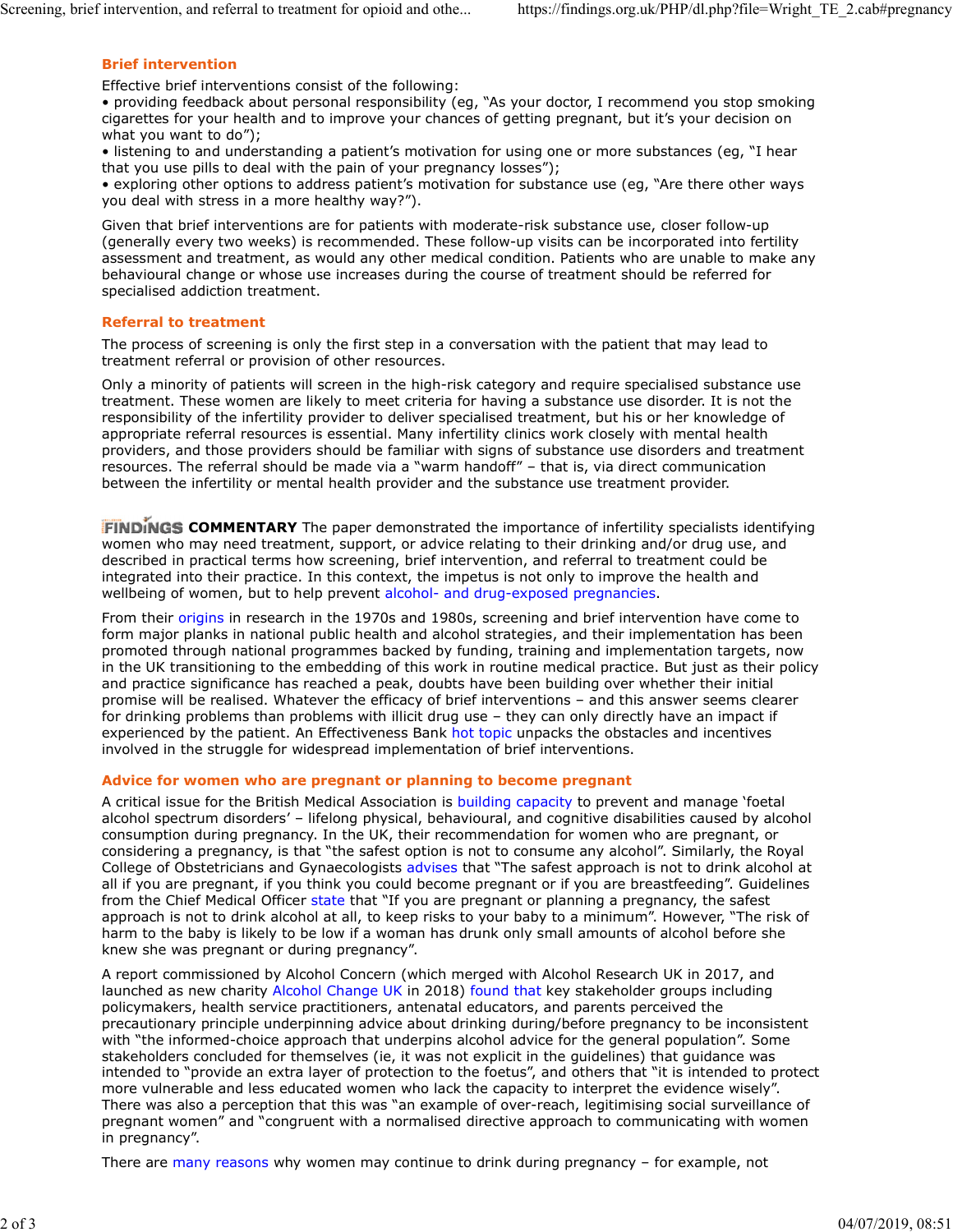## Brief intervention

Effective brief interventions consist of the following:

- providing feedback about personal responsibility (eg, "As your doctor, I recommend you stop smoking cigarettes for your health and to improve your chances of getting pregnant, but it's your decision on what you want to do");
- listening to and understanding a patient's motivation for using one or more substances (eg, "I hear that you use pills to deal with the pain of your pregnancy losses");
- exploring other options to address patient's motivation for substance use (eg, "Are there other ways you deal with stress in a more healthy way?").

Given that brief interventions are for patients with moderate-risk substance use, closer follow-up (generally every two weeks) is recommended. These follow-up visits can be incorporated into fertility assessment and treatment, as would any other medical condition. Patients who are unable to make any behavioural change or whose use increases during the course of treatment should be referred for specialised addiction treatment.

## Referral to treatment

The process of screening is only the first step in a conversation with the patient that may lead to treatment referral or provision of other resources.

Only a minority of patients will screen in the high-risk category and require specialised substance use treatment. These women are likely to meet criteria for having a substance use disorder. It is not the responsibility of the infertility provider to deliver specialised treatment, but his or her knowledge of appropriate referral resources is essential. Many infertility clinics work closely with mental health providers, and those providers should be familiar with signs of substance use disorders and treatment resources. The referral should be made via a "warm handoff" – that is, via direct communication between the infertility or mental health provider and the substance use treatment provider.

**FINDINGS COMMENTARY** The paper demonstrated the importance of infertility specialists identifying women who may need treatment, support, or advice relating to their drinking and/or drug use, and described in practical terms how screening, brief intervention, and referral to treatment could be integrated into their practice. In this context, the impetus is not only to improve the health and wellbeing of women, but to help prevent alcohol- and drug-exposed pregnancies.

From their origins in research in the 1970s and 1980s, screening and brief intervention have come to form major planks in national public health and alcohol strategies, and their implementation has been promoted through national programmes backed by funding, training and implementation targets, now in the UK transitioning to the embedding of this work in routine medical practice. But just as their policy and practice significance has reached a peak, doubts have been building over whether their initial promise will be realised. Whatever the efficacy of brief interventions – and this answer seems clearer for drinking problems than problems with illicit drug use – they can only directly have an impact if experienced by the patient. An Effectiveness Bank hot topic unpacks the obstacles and incentives involved in the struggle for widespread implementation of brief interventions.

## Advice for women who are pregnant or planning to become pregnant

A critical issue for the British Medical Association is building capacity to prevent and manage 'foetal alcohol spectrum disorders' – lifelong physical, behavioural, and cognitive disabilities caused by alcohol consumption during pregnancy. In the UK, their recommendation for women who are pregnant, or considering a pregnancy, is that "the safest option is not to consume any alcohol". Similarly, the Royal College of Obstetricians and Gynaecologists advises that "The safest approach is not to drink alcohol at all if you are pregnant, if you think you could become pregnant or if you are breastfeeding". Guidelines from the Chief Medical Officer state that "If you are pregnant or planning a pregnancy, the safest approach is not to drink alcohol at all, to keep risks to your baby to a minimum". However, "The risk of harm to the baby is likely to be low if a woman has drunk only small amounts of alcohol before she knew she was pregnant or during pregnancy".

A report commissioned by Alcohol Concern (which merged with Alcohol Research UK in 2017, and launched as new charity Alcohol Change UK in 2018) found that key stakeholder groups including policymakers, health service practitioners, antenatal educators, and parents perceived the precautionary principle underpinning advice about drinking during/before pregnancy to be inconsistent with "the informed-choice approach that underpins alcohol advice for the general population". Some stakeholders concluded for themselves (ie, it was not explicit in the guidelines) that guidance was intended to "provide an extra layer of protection to the foetus", and others that "it is intended to protect more vulnerable and less educated women who lack the capacity to interpret the evidence wisely". There was also a perception that this was "an example of over-reach, legitimising social surveillance of pregnant women" and "congruent with a normalised directive approach to communicating with women in pregnancy".

There are many reasons why women may continue to drink during pregnancy – for example, not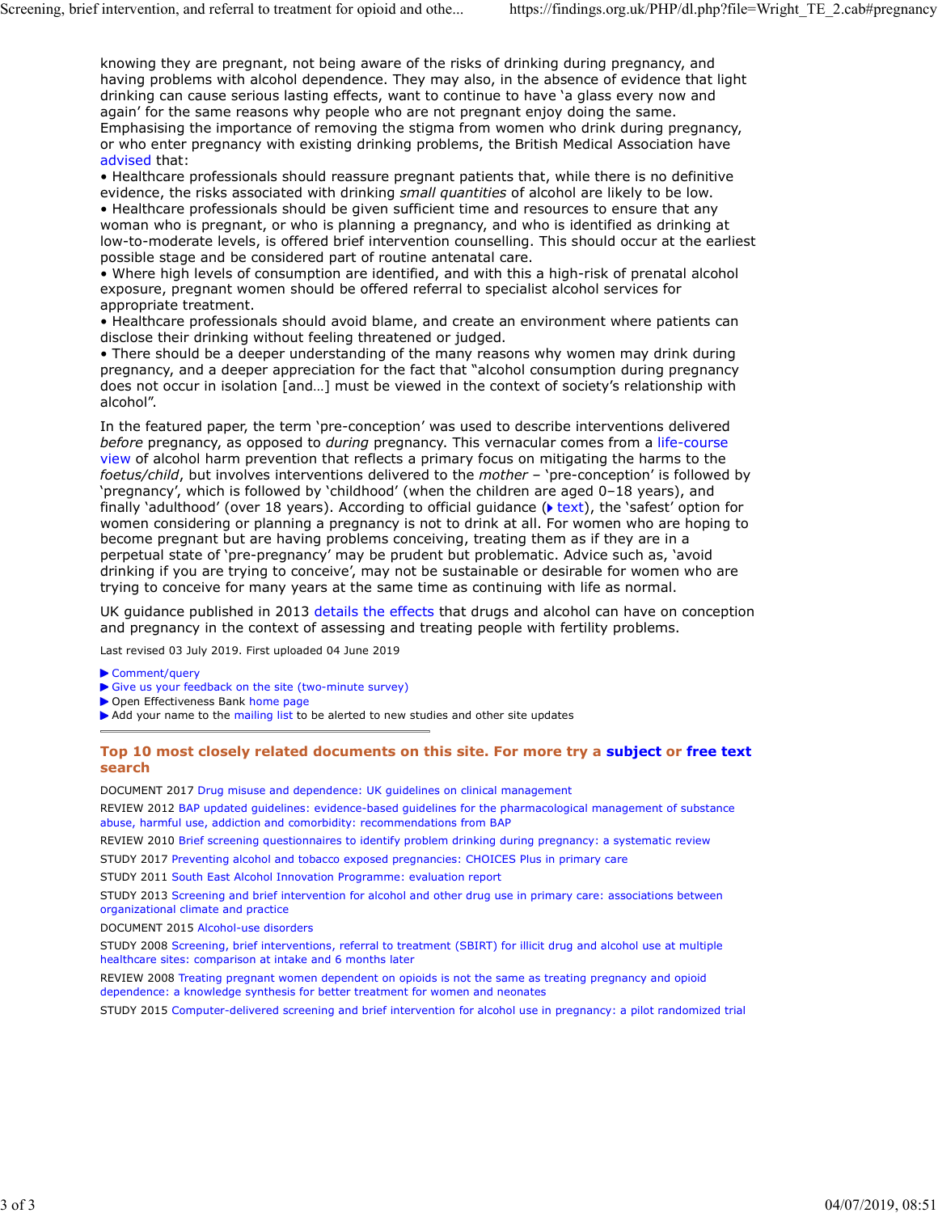knowing they are pregnant, not being aware of the risks of drinking during pregnancy, and having problems with alcohol dependence. They may also, in the absence of evidence that light drinking can cause serious lasting effects, want to continue to have 'a glass every now and again' for the same reasons why people who are not pregnant enjoy doing the same. Emphasising the importance of removing the stigma from women who drink during pregnancy, or who enter pregnancy with existing drinking problems, the British Medical Association have advised that:

- Healthcare professionals should reassure pregnant patients that, while there is no definitive evidence, the risks associated with drinking *small quantities* of alcohol are likely to be low.
- Healthcare professionals should be given sufficient time and resources to ensure that any woman who is pregnant, or who is planning a pregnancy, and who is identified as drinking at low-to-moderate levels, is offered brief intervention counselling. This should occur at the earliest possible stage and be considered part of routine antenatal care.
- Where high levels of consumption are identified, and with this a high-risk of prenatal alcohol exposure, pregnant women should be offered referral to specialist alcohol services for appropriate treatment.
- Healthcare professionals should avoid blame, and create an environment where patients can disclose their drinking without feeling threatened or judged.
- There should be a deeper understanding of the many reasons why women may drink during pregnancy, and a deeper appreciation for the fact that "alcohol consumption during pregnancy does not occur in isolation [and…] must be viewed in the context of society's relationship with alcohol".

In the featured paper, the term 'pre-conception' was used to describe interventions delivered *before* pregnancy, as opposed to *during* pregnancy. This vernacular comes from a life-course view of alcohol harm prevention that reflects a primary focus on mitigating the harms to the *foetus/child*, but involves interventions delivered to the *mother* – 'pre-conception' is followed by 'pregnancy', which is followed by 'childhood' (when the children are aged 0–18 years), and finally 'adulthood' (over 18 years). According to official guidance (text), the 'safest' option for women considering or planning a pregnancy is not to drink at all. For women who are hoping to become pregnant but are having problems conceiving, treating them as if they are in a perpetual state of 'pre-pregnancy' may be prudent but problematic. Advice such as, 'avoid drinking if you are trying to conceive', may not be sustainable or desirable for women who are trying to conceive for many years at the same time as continuing with life as normal.

UK guidance published in 2013 details the effects that drugs and alcohol can have on conception and pregnancy in the context of assessing and treating people with fertility problems.

Last revised 03 July 2019. First uploaded 04 June 2019

- Comment/query
- Give us your feedback on the site (two-minute survey)
- Open Effectiveness Bank home page
- Add your name to the mailing list to be alerted to new studies and other site updates

## Top 10 most closely related documents on this site. For more try a subject or free text search

DOCUMENT 2017 Drug misuse and dependence: UK guidelines on clinical management

REVIEW 2012 BAP updated guidelines: evidence-based guidelines for the pharmacological management of substance abuse, harmful use, addiction and comorbidity: recommendations from BAP

REVIEW 2010 Brief screening questionnaires to identify problem drinking during pregnancy: a systematic review

STUDY 2017 Preventing alcohol and tobacco exposed pregnancies: CHOICES Plus in primary care

STUDY 2011 South East Alcohol Innovation Programme: evaluation report

STUDY 2013 Screening and brief intervention for alcohol and other drug use in primary care: associations between organizational climate and practice

DOCUMENT 2015 Alcohol-use disorders

STUDY 2008 Screening, brief interventions, referral to treatment (SBIRT) for illicit drug and alcohol use at multiple healthcare sites: comparison at intake and 6 months later

REVIEW 2008 Treating pregnant women dependent on opioids is not the same as treating pregnancy and opioid dependence: a knowledge synthesis for better treatment for women and neonates

STUDY 2015 Computer-delivered screening and brief intervention for alcohol use in pregnancy: a pilot randomized trial